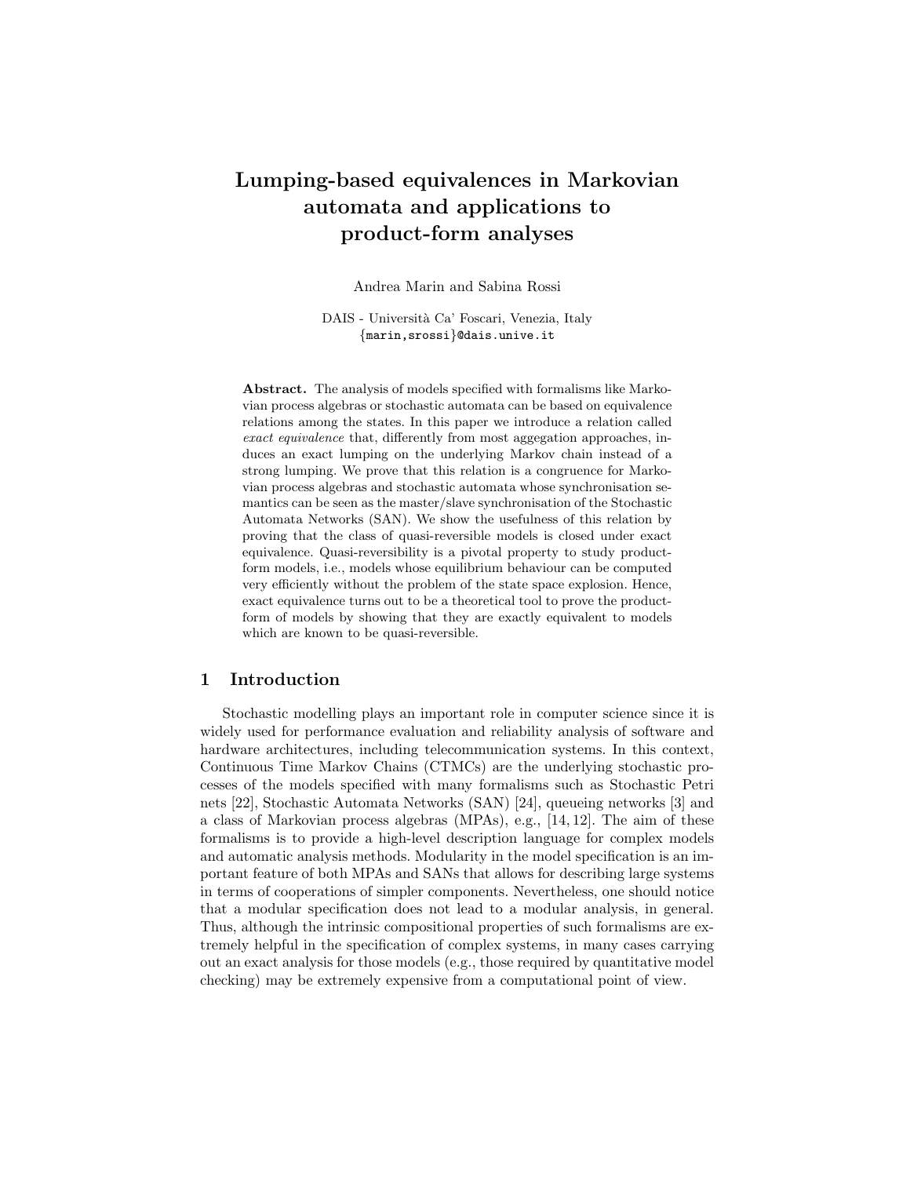# Lumping-based equivalences in Markovian automata and applications to product-form analyses

Andrea Marin and Sabina Rossi

DAIS - Università Ca' Foscari, Venezia, Italy
{marin,srossi}@dais.unive.it

**Abstract.** The analysis of models specified with formalisms like Markovian process algebras or stochastic automata can be based on equivalence relations among the states. In this paper we introduce a relation called *exact equivalence* that, differently from most aggegation approaches, induces an exact lumping on the underlying Markov chain instead of a strong lumping. We prove that this relation is a congruence for Markovian process algebras and stochastic automata whose synchronisation semantics can be seen as the master/slave synchronisation of the Stochastic Automata Networks (SAN). We show the usefulness of this relation by proving that the class of quasi-reversible models is closed under exact equivalence. Quasi-reversibility is a pivotal property to study product-form models, i.e., models whose equilibrium behaviour can be computed very efficiently without the problem of the state space explosion. Hence, exact equivalence turns out to be a theoretical tool to prove the product-form of models by showing that they are exactly equivalent to models which are known to be quasi-reversible.

## 1 Introduction

Stochastic modelling plays an important role in computer science since it is widely used for performance evaluation and reliability analysis of software and hardware architectures, including telecommunication systems. In this context, Continuous Time Markov Chains (CTMCs) are the underlying stochastic processes of the models specified with many formalisms such as Stochastic Petri nets [22], Stochastic Automata Networks (SAN) [24], queueing networks [3] and a class of Markovian process algebras (MPAs), e.g., [14, 12]. The aim of these formalisms is to provide a high-level description language for complex models and automatic analysis methods. Modularity in the model specification is an important feature of both MPAs and SANs that allows for describing large systems in terms of cooperations of simpler components. Nevertheless, one should notice that a modular specification does not lead to a modular analysis, in general. Thus, although the intrinsic compositional properties of such formalisms are extremely helpful in the specification of complex systems, in many cases carrying out an exact analysis for those models (e.g., those required by quantitative model checking) may be extremely expensive from a computational point of view.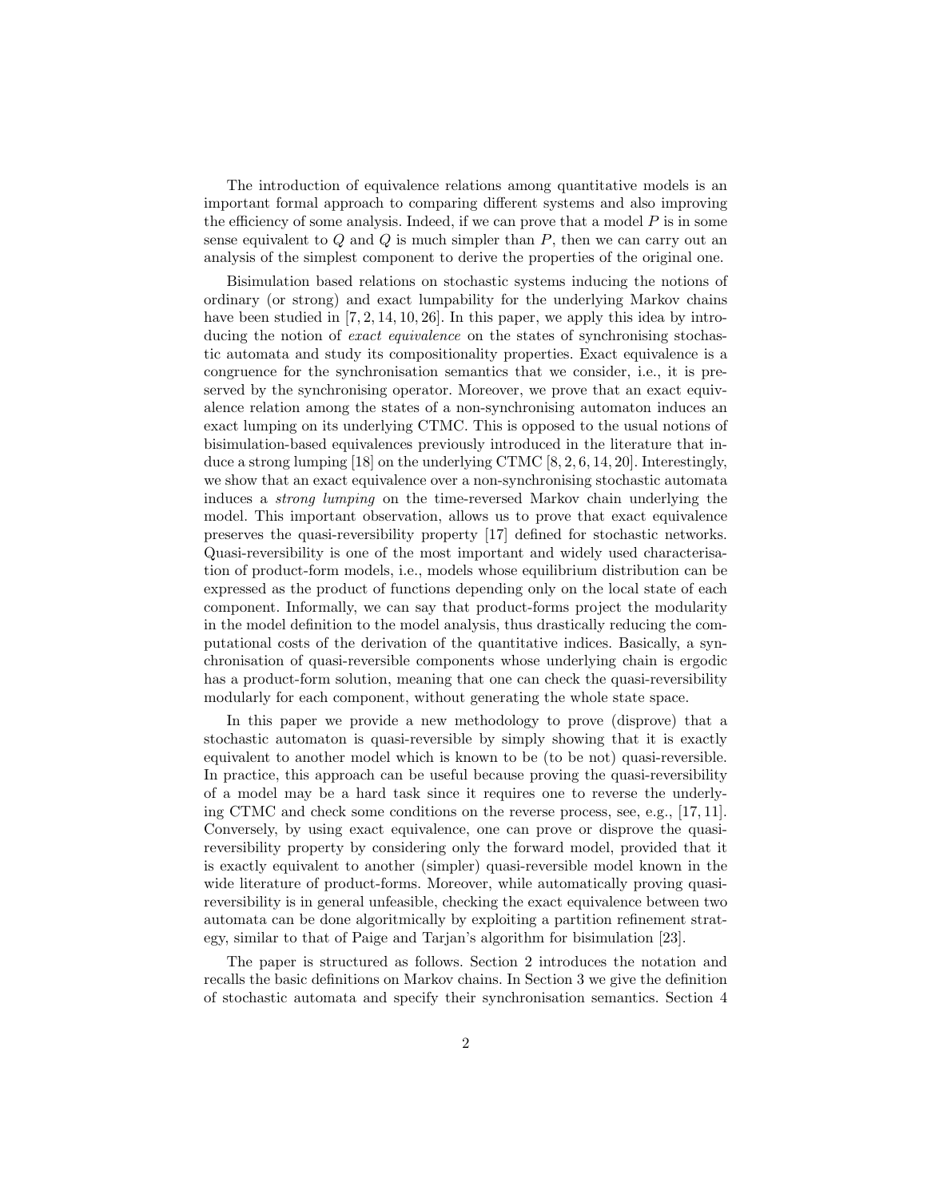The introduction of equivalence relations among quantitative models is an important formal approach to comparing different systems and also improving the efficiency of some analysis. Indeed, if we can prove that a model $P$ is in some sense equivalent to $Q$ and $Q$ is much simpler than $P$, then we can carry out an analysis of the simplest component to derive the properties of the original one.

Bisimulation based relations on stochastic systems inducing the notions of ordinary (or strong) and exact lumpability for the underlying Markov chains have been studied in [7, 2, 14, 10, 26]. In this paper, we apply this idea by introducing the notion of *exact equivalence* on the states of synchronising stochastic automata and study its compositionality properties. Exact equivalence is a congruence for the synchronisation semantics that we consider, i.e., it is preserved by the synchronising operator. Moreover, we prove that an exact equivalence relation among the states of a non-synchronising automaton induces an exact lumping on its underlying CTMC. This is opposed to the usual notions of bisimulation-based equivalences previously introduced in the literature that induce a strong lumping [18] on the underlying CTMC [8, 2, 6, 14, 20]. Interestingly, we show that an exact equivalence over a non-synchronising stochastic automata induces a *strong lumping* on the time-reversed Markov chain underlying the model. This important observation, allows us to prove that exact equivalence preserves the quasi-reversibility property [17] defined for stochastic networks. Quasi-reversibility is one of the most important and widely used characterisation of product-form models, i.e., models whose equilibrium distribution can be expressed as the product of functions depending only on the local state of each component. Informally, we can say that product-forms project the modularity in the model definition to the model analysis, thus drastically reducing the computational costs of the derivation of the quantitative indices. Basically, a synchronisation of quasi-reversible components whose underlying chain is ergodic has a product-form solution, meaning that one can check the quasi-reversibility modularly for each component, without generating the whole state space.

In this paper we provide a new methodology to prove (disprove) that a stochastic automaton is quasi-reversible by simply showing that it is exactly equivalent to another model which is known to be (to be not) quasi-reversible. In practice, this approach can be useful because proving the quasi-reversibility of a model may be a hard task since it requires one to reverse the underlying CTMC and check some conditions on the reverse process, see, e.g., [17, 11]. Conversely, by using exact equivalence, one can prove or disprove the quasi-reversibility property by considering only the forward model, provided that it is exactly equivalent to another (simpler) quasi-reversible model known in the wide literature of product-forms. Moreover, while automatically proving quasi-reversibility is in general unfeasible, checking the exact equivalence between two automata can be done algoritmically by exploiting a partition refinement strategy, similar to that of Paige and Tarjan's algorithm for bisimulation [23].

The paper is structured as follows. Section 2 introduces the notation and recalls the basic definitions on Markov chains. In Section 3 we give the definition of stochastic automata and specify their synchronisation semantics. Section 4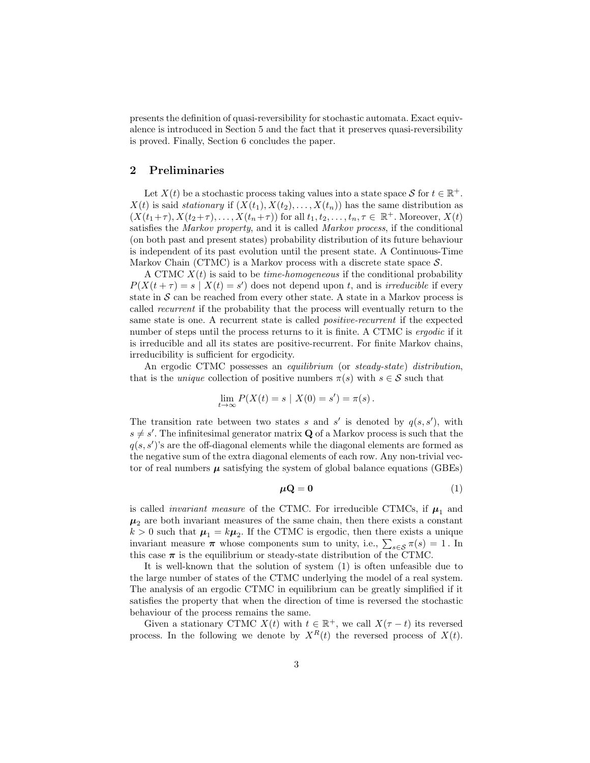presents the definition of quasi-reversibility for stochastic automata. Exact equivalence is introduced in Section 5 and the fact that it preserves quasi-reversibility is proved. Finally, Section 6 concludes the paper.

## 2 Preliminaries

Let $X(t)$ be a stochastic process taking values into a state space $\mathcal{S}$ for $t \in \mathbb{R}^+$. $X(t)$ is said *stationary* if $(X(t_1), X(t_2), \ldots, X(t_n))$ has the same distribution as $(X(t_1+\tau), X(t_2+\tau), \ldots, X(t_n+\tau))$ for all $t_1, t_2, \ldots, t_n, \tau \in \mathbb{R}^+$. Moreover, $X(t)$ satisfies the *Markov property*, and it is called *Markov process*, if the conditional (on both past and present states) probability distribution of its future behaviour is independent of its past evolution until the present state. A Continuous-Time Markov Chain (CTMC) is a Markov process with a discrete state space $\mathcal{S}$.

A CTMC $X(t)$ is said to be *time-homogeneous* if the conditional probability $P(X(t+\tau) = s \mid X(t) = s')$ does not depend upon $t$, and is *irreducible* if every state in $\mathcal{S}$ can be reached from every other state. A state in a Markov process is called *recurrent* if the probability that the process will eventually return to the same state is one. A recurrent state is called *positive-recurrent* if the expected number of steps until the process returns to it is finite. A CTMC is *ergodic* if it is irreducible and all its states are positive-recurrent. For finite Markov chains, irreducibility is sufficient for ergodicity.

An ergodic CTMC possesses an *equilibrium* (or *steady-state*) *distribution*, that is the *unique* collection of positive numbers $\pi(s)$ with $s \in \mathcal{S}$ such that

$$\lim_{t \to \infty} P(X(t) = s \mid X(0) = s') = \pi(s) .$$

The transition rate between two states $s$ and $s'$ is denoted by $q(s, s')$, with $s \neq s'$. The infinitesimal generator matrix $\mathbf{Q}$ of a Markov process is such that the $q(s, s')$'s are the off-diagonal elements while the diagonal elements are formed as the negative sum of the extra diagonal elements of each row. Any non-trivial vector of real numbers $\boldsymbol{\mu}$ satisfying the system of global balance equations (GBEs)

$$\boldsymbol{\mu}\mathbf{Q} = \mathbf{0} \tag{1}$$

is called *invariant measure* of the CTMC. For irreducible CTMCs, if $\boldsymbol{\mu}_1$ and $\boldsymbol{\mu}_2$ are both invariant measures of the same chain, then there exists a constant $k > 0$ such that $\boldsymbol{\mu}_1 = k\boldsymbol{\mu}_2$. If the CTMC is ergodic, then there exists a unique invariant measure $\boldsymbol{\pi}$ whose components sum to unity, i.e., $\sum_{s \in \mathcal{S}} \pi(s) = 1$ . In this case $\boldsymbol{\pi}$ is the equilibrium or steady-state distribution of the CTMC.

It is well-known that the solution of system (1) is often unfeasible due to the large number of states of the CTMC underlying the model of a real system. The analysis of an ergodic CTMC in equilibrium can be greatly simplified if it satisfies the property that when the direction of time is reversed the stochastic behaviour of the process remains the same.

Given a stationary CTMC $X(t)$ with $t \in \mathbb{R}^+$, we call $X(\tau - t)$ its reversed process. In the following we denote by $X^R(t)$ the reversed process of $X(t)$.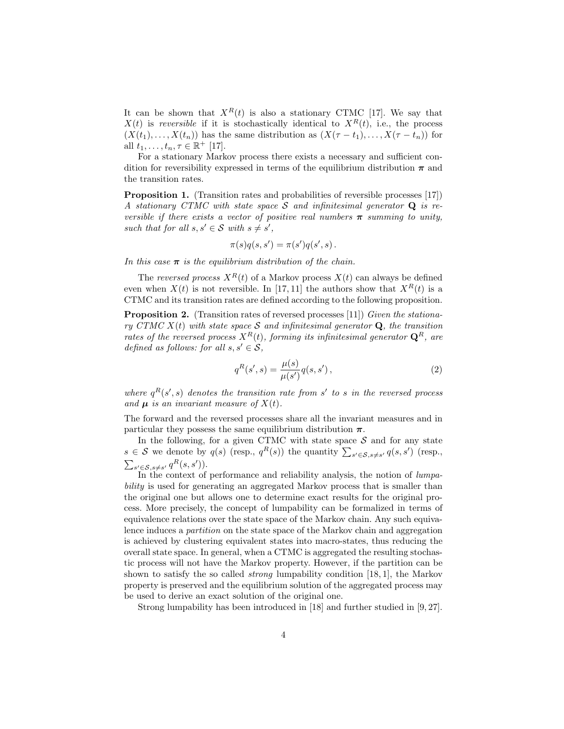It can be shown that $X^R(t)$ is also a stationary CTMC [17]. We say that $X(t)$ is *reversible* if it is stochastically identical to $X^R(t)$, i.e., the process $(X(t_1), \ldots, X(t_n))$ has the same distribution as $(X(\tau - t_1), \ldots, X(\tau - t_n))$ for all $t_1, \ldots, t_n, \tau \in \mathbb{R}^+$ [17].

For a stationary Markov process there exists a necessary and sufficient condition for reversibility expressed in terms of the equilibrium distribution $\boldsymbol{\pi}$ and the transition rates.

**Proposition 1.** (Transition rates and probabilities of reversible processes [17]) *A stationary CTMC with state space $\mathcal{S}$ and infinitesimal generator $\mathbf{Q}$ is reversible if there exists a vector of positive real numbers $\boldsymbol{\pi}$ summing to unity, such that for all $s, s' \in \mathcal{S}$ with $s \neq s'$,*

$$\pi(s)q(s, s') = \pi(s')q(s', s) .$$

*In this case $\boldsymbol{\pi}$ is the equilibrium distribution of the chain.*

The *reversed process* $X^R(t)$ of a Markov process $X(t)$ can always be defined even when $X(t)$ is not reversible. In [17, 11] the authors show that $X^R(t)$ is a CTMC and its transition rates are defined according to the following proposition.

**Proposition 2.** (Transition rates of reversed processes [11]) *Given the stationary CTMC $X(t)$ with state space $\mathcal{S}$ and infinitesimal generator $\mathbf{Q}$, the transition rates of the reversed process $X^R(t)$, forming its infinitesimal generator $\mathbf{Q}^R$, are defined as follows: for all $s, s' \in \mathcal{S}$,*

$$q^R(s', s) = \frac{\mu(s)}{\mu(s')} q(s, s') , \tag{2}$$

*where $q^R(s', s)$ denotes the transition rate from $s'$ to $s$ in the reversed process and $\boldsymbol{\mu}$ is an invariant measure of $X(t)$.*

The forward and the reversed processes share all the invariant measures and in particular they possess the same equilibrium distribution $\boldsymbol{\pi}$.

In the following, for a given CTMC with state space $\mathcal{S}$ and for any state $s \in \mathcal{S}$ we denote by $q(s)$ (resp., $q^R(s)$) the quantity $\sum_{s' \in \mathcal{S}, s \neq s'} q(s, s')$ (resp., $\sum_{s' \in \mathcal{S}, s \neq s'} q^R(s, s')$).

In the context of performance and reliability analysis, the notion of *lumpability* is used for generating an aggregated Markov process that is smaller than the original one but allows one to determine exact results for the original process. More precisely, the concept of lumpability can be formalized in terms of equivalence relations over the state space of the Markov chain. Any such equivalence induces a *partition* on the state space of the Markov chain and aggregation is achieved by clustering equivalent states into macro-states, thus reducing the overall state space. In general, when a CTMC is aggregated the resulting stochastic process will not have the Markov property. However, if the partition can be shown to satisfy the so called *strong* lumpability condition [18, 1], the Markov property is preserved and the equilibrium solution of the aggregated process may be used to derive an exact solution of the original one.

Strong lumpability has been introduced in [18] and further studied in [9, 27].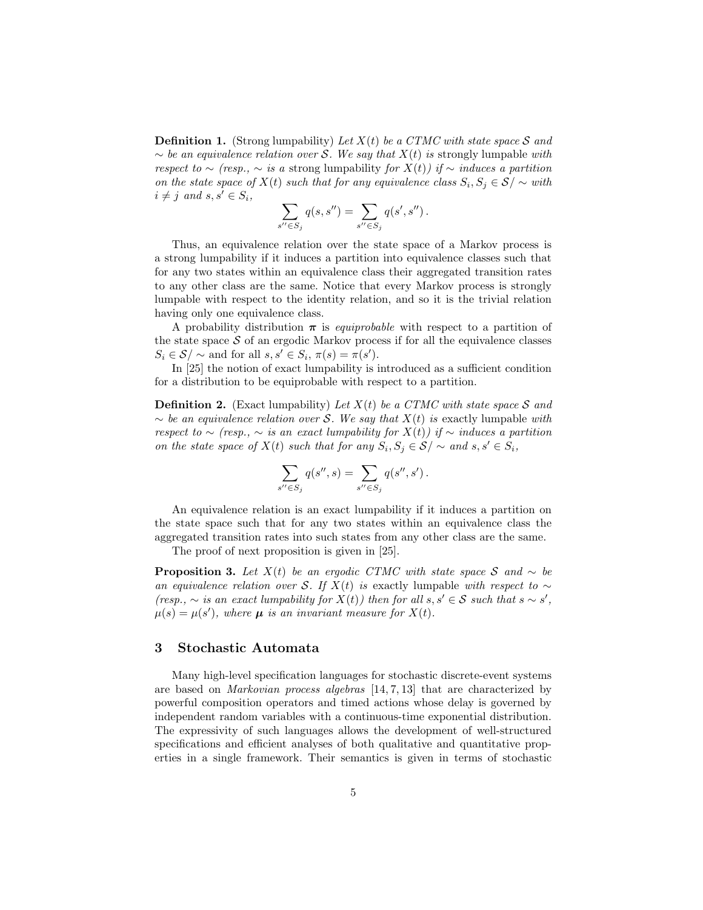**Definition 1.** (Strong lumpability) *Let $X(t)$ be a CTMC with state space $\mathcal{S}$ and $\sim$ be an equivalence relation over $\mathcal{S}$. We say that $X(t)$ is* strongly lumpable *with respect to $\sim$ (resp., $\sim$ is a* strong lumpability *for $X(t)$) if $\sim$ induces a partition on the state space of $X(t)$ such that for any equivalence class $S_i, S_j \in \mathcal{S}/\sim$ with $i \neq j$ and $s, s' \in S_i$,*

$$\sum_{s'' \in S_j} q(s, s'') = \sum_{s'' \in S_j} q(s', s'') .$$

Thus, an equivalence relation over the state space of a Markov process is a strong lumpability if it induces a partition into equivalence classes such that for any two states within an equivalence class their aggregated transition rates to any other class are the same. Notice that every Markov process is strongly lumpable with respect to the identity relation, and so it is the trivial relation having only one equivalence class.

A probability distribution $\boldsymbol{\pi}$ is *equiprobable* with respect to a partition of the state space $\mathcal{S}$ of an ergodic Markov process if for all the equivalence classes $S_i \in \mathcal{S}/\sim$ and for all $s, s' \in S_i$, $\pi(s) = \pi(s')$.

In [25] the notion of exact lumpability is introduced as a sufficient condition for a distribution to be equiprobable with respect to a partition.

**Definition 2.** (Exact lumpability) *Let $X(t)$ be a CTMC with state space $\mathcal{S}$ and $\sim$ be an equivalence relation over $\mathcal{S}$. We say that $X(t)$ is* exactly lumpable *with respect to $\sim$ (resp., $\sim$ is an exact lumpability for $X(t)$) if $\sim$ induces a partition on the state space of $X(t)$ such that for any $S_i, S_j \in \mathcal{S}/\sim$ and $s, s' \in S_i$,*

$$\sum_{s'' \in S_j} q(s'', s) = \sum_{s'' \in S_j} q(s'', s') .$$

An equivalence relation is an exact lumpability if it induces a partition on the state space such that for any two states within an equivalence class the aggregated transition rates into such states from any other class are the same.

The proof of next proposition is given in [25].

**Proposition 3.** *Let $X(t)$ be an ergodic CTMC with state space $\mathcal{S}$ and $\sim$ be an equivalence relation over $\mathcal{S}$. If $X(t)$ is* exactly lumpable *with respect to $\sim$ (resp., $\sim$ is an exact lumpability for $X(t)$) then for all $s, s' \in \mathcal{S}$ such that $s \sim s'$, $\mu(s) = \mu(s')$, where $\boldsymbol{\mu}$ is an invariant measure for $X(t)$.*

## 3 Stochastic Automata

Many high-level specification languages for stochastic discrete-event systems are based on *Markovian process algebras* [14, 7, 13] that are characterized by powerful composition operators and timed actions whose delay is governed by independent random variables with a continuous-time exponential distribution. The expressivity of such languages allows the development of well-structured specifications and efficient analyses of both qualitative and quantitative properties in a single framework. Their semantics is given in terms of stochastic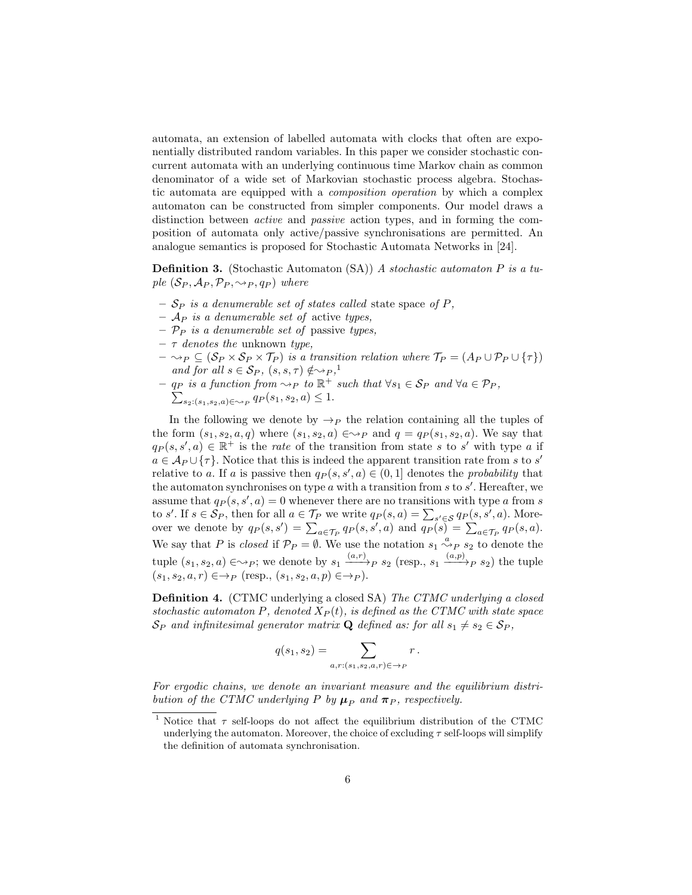automata, an extension of labelled automata with clocks that often are exponentially distributed random variables. In this paper we consider stochastic concurrent automata with an underlying continuous time Markov chain as common denominator of a wide set of Markovian stochastic process algebra. Stochastic automata are equipped with a *composition operation* by which a complex automaton can be constructed from simpler components. Our model draws a distinction between *active* and *passive* action types, and in forming the composition of automata only active/passive synchronisations are permitted. An analogue semantics is proposed for Stochastic Automata Networks in [24].

**Definition 3.** (Stochastic Automaton (SA)) *A stochastic automaton $P$ is a tuple $(\mathcal{S}_P, \mathcal{A}_P, \mathcal{P}_P, \rightsquigarrow_P, q_P)$ where*

- *$\mathcal{S}_P$ is a denumerable set of states called* state space *of $P$,*
- *$\mathcal{A}_P$ is a denumerable set of* active *types,*
- *$\mathcal{P}_P$ is a denumerable set of* passive *types,*
- *$\tau$ denotes the* unknown *type,*
- *$\rightsquigarrow_P \subseteq (\mathcal{S}_P \times \mathcal{S}_P \times \mathcal{T}_P)$ is a transition relation where $\mathcal{T}_P = (A_P \cup \mathcal{P}_P \cup \{\tau\})$ and for all $s \in \mathcal{S}_P$, $(s, s, \tau) \notin \rightsquigarrow_P$,*[1]
- *$q_P$ is a function from $\rightsquigarrow_P$ to $\mathbb{R}^+$ such that $\forall s_1 \in \mathcal{S}_P$ and $\forall a \in \mathcal{P}_P$, $\sum_{s_2:(s_1,s_2,a)\in\rightsquigarrow_P} q_P(s_1, s_2, a) \leq 1$.*

In the following we denote by $\rightarrow_P$ the relation containing all the tuples of the form $(s_1, s_2, a, q)$ where $(s_1, s_2, a) \in\rightsquigarrow_P$ and $q = q_P(s_1, s_2, a)$. We say that $q_P(s, s', a) \in \mathbb{R}^+$ is the *rate* of the transition from state $s$ to $s'$ with type $a$ if $a \in \mathcal{A}_P \cup \{\tau\}$. Notice that this is indeed the apparent transition rate from $s$ to $s'$ relative to $a$. If $a$ is passive then $q_P(s, s', a) \in (0, 1]$ denotes the *probability* that the automaton synchronises on type $a$ with a transition from $s$ to $s'$. Hereafter, we assume that $q_P(s, s', a) = 0$ whenever there are no transitions with type $a$ from $s$ to $s'$. If $s \in \mathcal{S}_P$, then for all $a \in \mathcal{T}_P$ we write $q_P(s, a) = \sum_{s' \in \mathcal{S}} q_P(s, s', a)$. Moreover we denote by $q_P(s, s') = \sum_{a \in \mathcal{T}_P} q_P(s, s', a)$ and $q_P(s) = \sum_{a \in \mathcal{T}_P} q_P(s, a)$. We say that $P$ is *closed* if $\mathcal{P}_P = \emptyset$. We use the notation $s_1 \overset{a}{\rightsquigarrow}_P s_2$ to denote the tuple $(s_1, s_2, a) \in\rightsquigarrow_P$; we denote by $s_1 \xrightarrow{(a,r)}_P s_2$ (resp., $s_1 \xrightarrow{(a,p)}_P s_2$) the tuple $(s_1, s_2, a, r) \in\rightarrow_P$ (resp., $(s_1, s_2, a, p) \in\rightarrow_P$).

**Definition 4.** (CTMC underlying a closed SA) *The CTMC underlying a closed stochastic automaton $P$, denoted $X_P(t)$, is defined as the CTMC with state space $\mathcal{S}_P$ and infinitesimal generator matrix $\mathbf{Q}$ defined as: for all $s_1 \neq s_2 \in \mathcal{S}_P$,*

$$q(s_1, s_2) = \sum_{a,r:(s_1,s_2,a,r)\in\rightarrow_P} r \,.$$

*For ergodic chains, we denote an invariant measure and the equilibrium distribution of the CTMC underlying $P$ by $\boldsymbol{\mu}_P$ and $\boldsymbol{\pi}_P$, respectively.*

[1] Notice that $\tau$ self-loops do not affect the equilibrium distribution of the CTMC underlying the automaton. Moreover, the choice of excluding $\tau$ self-loops will simplify the definition of automata synchronisation.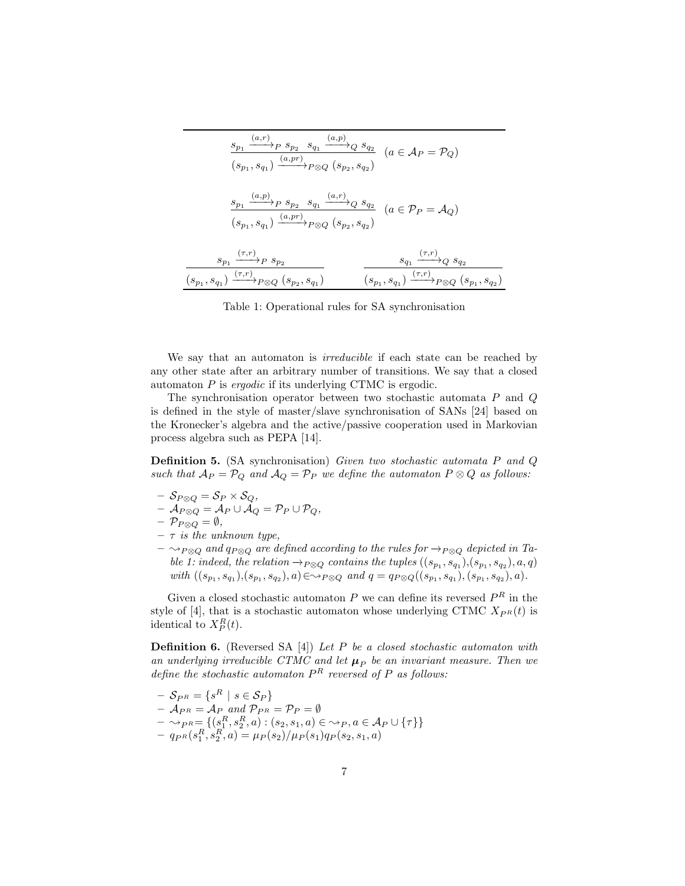$$\frac{s_{p_1} \xrightarrow{(a,r)}_P s_{p_2} \quad s_{q_1} \xrightarrow{(a,p)}_Q s_{q_2}}{(s_{p_1}, s_{q_1}) \xrightarrow{(a,pr)}_{P \otimes Q} (s_{p_2}, s_{q_2})} \quad (a \in \mathcal{A}_P = \mathcal{P}_Q)$$

$$\frac{s_{p_1} \xrightarrow{(a,p)}_P s_{p_2} \quad s_{q_1} \xrightarrow{(a,r)}_Q s_{q_2}}{(s_{p_1}, s_{q_1}) \xrightarrow{(a,pr)}_{P \otimes Q} (s_{p_2}, s_{q_2})} \quad (a \in \mathcal{P}_P = \mathcal{A}_Q)$$

$$\frac{s_{p_1} \xrightarrow{(\tau,r)}_P s_{p_2}}{(s_{p_1}, s_{q_1}) \xrightarrow{(\tau,r)}_{P \otimes Q} (s_{p_2}, s_{q_1})} \qquad \frac{s_{q_1} \xrightarrow{(\tau,r)}_Q s_{q_2}}{(s_{p_1}, s_{q_1}) \xrightarrow{(\tau,r)}_{P \otimes Q} (s_{p_1}, s_{q_2})}$$

Table 1: Operational rules for SA synchronisation

We say that an automaton is *irreducible* if each state can be reached by any other state after an arbitrary number of transitions. We say that a closed automaton $P$ is *ergodic* if its underlying CTMC is ergodic.

The synchronisation operator between two stochastic automata $P$ and $Q$ is defined in the style of master/slave synchronisation of SANs [24] based on the Kronecker's algebra and the active/passive cooperation used in Markovian process algebra such as PEPA [14].

**Definition 5.** (SA synchronisation) *Given two stochastic automata $P$ and $Q$ such that $\mathcal{A}_P = \mathcal{P}_Q$ and $\mathcal{A}_Q = \mathcal{P}_P$ we define the automaton $P \otimes Q$ as follows:*

- $\mathcal{S}_{P \otimes Q} = \mathcal{S}_P \times \mathcal{S}_Q$,
- $\mathcal{A}_{P \otimes Q} = \mathcal{A}_P \cup \mathcal{A}_Q = \mathcal{P}_P \cup \mathcal{P}_Q$,
- $\mathcal{P}_{P \otimes Q} = \emptyset$,
- *$\tau$ is the unknown type,*
- *$\rightsquigarrow_{P \otimes Q}$ and $q_{P \otimes Q}$ are defined according to the rules for $\rightarrow_{P \otimes Q}$ depicted in Table 1: indeed, the relation $\rightarrow_{P \otimes Q}$ contains the tuples $((s_{p_1}, s_{q_1}),(s_{p_1}, s_{q_2}), a, q)$ with $((s_{p_1}, s_{q_1}),(s_{p_1}, s_{q_2}), a) \in \rightsquigarrow_{P \otimes Q}$ and $q = q_{P \otimes Q}((s_{p_1}, s_{q_1}),(s_{p_1}, s_{q_2}), a)$.*

Given a closed stochastic automaton $P$ we can define its reversed $P^R$ in the style of [4], that is a stochastic automaton whose underlying CTMC $X_{P^R}(t)$ is identical to $X^R_P(t)$.

**Definition 6.** (Reversed SA [4]) *Let $P$ be a closed stochastic automaton with an underlying irreducible CTMC and let $\boldsymbol{\mu}_P$ be an invariant measure. Then we define the stochastic automaton $P^R$ reversed of $P$ as follows:*

- $\mathcal{S}_{P^R} = \{s^R \mid s \in \mathcal{S}_P\}$
- $\mathcal{A}_{P^R} = \mathcal{A}_P$ *and* $\mathcal{P}_{P^R} = \mathcal{P}_P = \emptyset$
- $\rightsquigarrow_{P^R} = \{(s_1^R, s_2^R, a) : (s_2, s_1, a) \in \rightsquigarrow_P, a \in \mathcal{A}_P \cup \{\tau\}\}$
- $q_{P^R}(s_1^R, s_2^R, a) = \mu_P(s_2)/\mu_P(s_1) q_P(s_2, s_1, a)$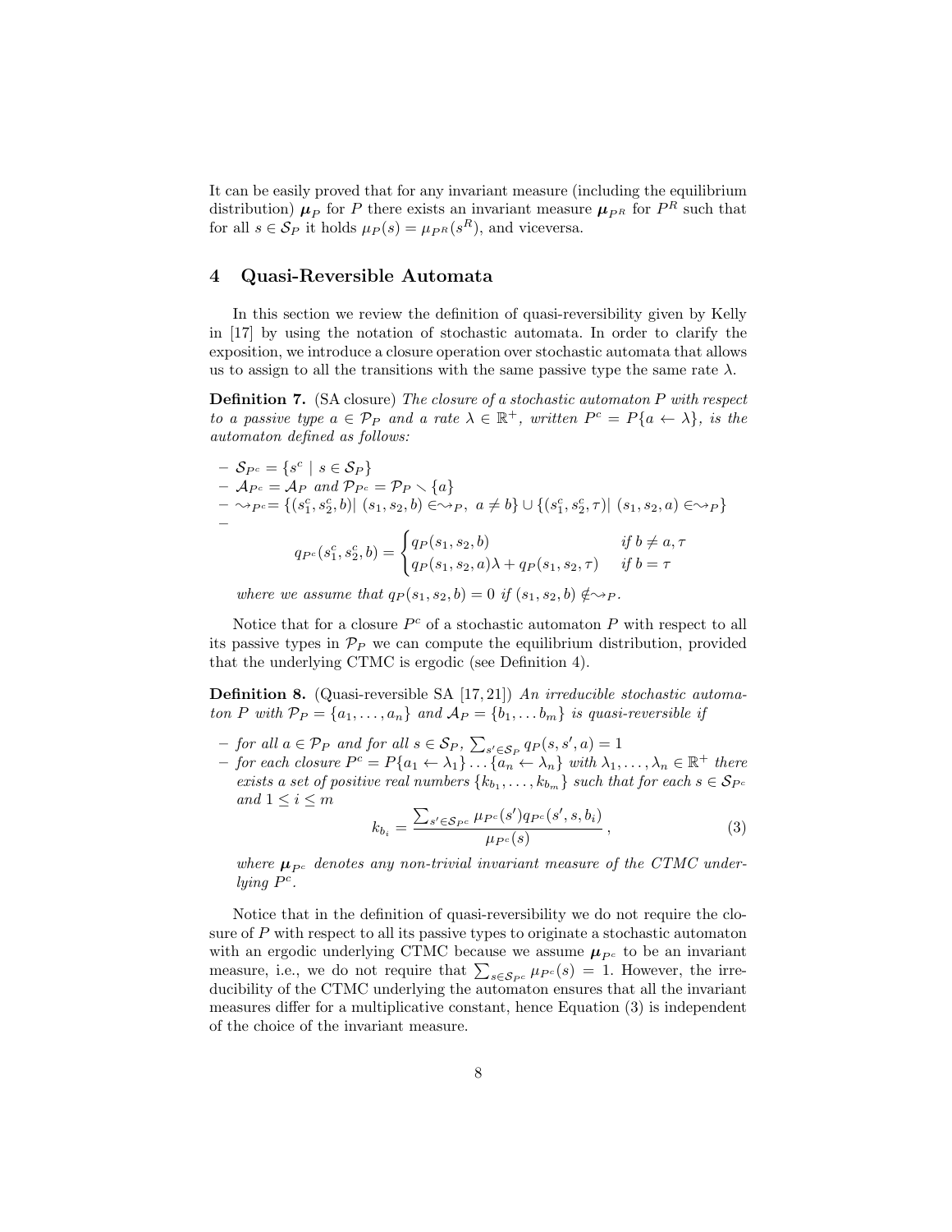It can be easily proved that for any invariant measure (including the equilibrium distribution) $\boldsymbol{\mu}_P$ for $P$ there exists an invariant measure $\boldsymbol{\mu}_{P^R}$ for $P^R$ such that for all $s \in \mathcal{S}_P$ it holds $\mu_P(s) = \mu_{P^R}(s^R)$, and viceversa.

## 4 Quasi-Reversible Automata

In this section we review the definition of quasi-reversibility given by Kelly in [17] by using the notation of stochastic automata. In order to clarify the exposition, we introduce a closure operation over stochastic automata that allows us to assign to all the transitions with the same passive type the same rate $\lambda$.

**Definition 7.** (SA closure) *The closure of a stochastic automaton $P$ with respect to a passive type $a \in \mathcal{P}_P$ and a rate $\lambda \in \mathbb{R}^+$, written $P^c = P\{a \leftarrow \lambda\}$, is the automaton defined as follows:*

- $\mathcal{S}_{P^c} = \{s^c \mid s \in \mathcal{S}_P\}$
- $\mathcal{A}_{P^c} = \mathcal{A}_P$ *and* $\mathcal{P}_{P^c} = \mathcal{P}_P \setminus \{a\}$
- $\rightsquigarrow_{P^c} = \{(s_1^c, s_2^c, b) \mid (s_1, s_2, b) \in \rightsquigarrow_P,\ a \neq b\} \cup \{(s_1^c, s_2^c, \tau) \mid (s_1, s_2, a) \in \rightsquigarrow_P\}$
- $$q_{P^c}(s_1^c, s_2^c, b) = \begin{cases} q_P(s_1, s_2, b) & \text{if } b \neq a, \tau \\ q_P(s_1, s_2, a)\lambda + q_P(s_1, s_2, \tau) & \text{if } b = \tau \end{cases}$$

  *where we assume that $q_P(s_1, s_2, b) = 0$ if $(s_1, s_2, b) \notin \rightsquigarrow_P$.*

Notice that for a closure $P^c$ of a stochastic automaton $P$ with respect to all its passive types in $\mathcal{P}_P$ we can compute the equilibrium distribution, provided that the underlying CTMC is ergodic (see Definition 4).

**Definition 8.** (Quasi-reversible SA [17, 21]) *An irreducible stochastic automaton $P$ with $\mathcal{P}_P = \{a_1, \ldots, a_n\}$ and $\mathcal{A}_P = \{b_1, \ldots b_m\}$ is quasi-reversible if*

- *for all $a \in \mathcal{P}_P$ and for all $s \in \mathcal{S}_P$, $\sum_{s' \in \mathcal{S}_P} q_P(s, s', a) = 1$*
- *for each closure $P^c = P\{a_1 \leftarrow \lambda_1\} \ldots \{a_n \leftarrow \lambda_n\}$ with $\lambda_1, \ldots, \lambda_n \in \mathbb{R}^+$ there exists a set of positive real numbers $\{k_{b_1}, \ldots, k_{b_m}\}$ such that for each $s \in \mathcal{S}_{P^c}$ and $1 \leq i \leq m$*
$$k_{b_i} = \frac{\sum_{s' \in \mathcal{S}_{P^c}} \mu_{P^c}(s') q_{P^c}(s', s, b_i)}{\mu_{P^c}(s)}\,, \tag{3}$$
  *where $\boldsymbol{\mu}_{P^c}$ denotes any non-trivial invariant measure of the CTMC underlying $P^c$.*

Notice that in the definition of quasi-reversibility we do not require the closure of $P$ with respect to all its passive types to originate a stochastic automaton with an ergodic underlying CTMC because we assume $\boldsymbol{\mu}_{P^c}$ to be an invariant measure, i.e., we do not require that $\sum_{s \in \mathcal{S}_{P^c}} \mu_{P^c}(s) = 1$. However, the irreducibility of the CTMC underlying the automaton ensures that all the invariant measures differ for a multiplicative constant, hence Equation (3) is independent of the choice of the invariant measure.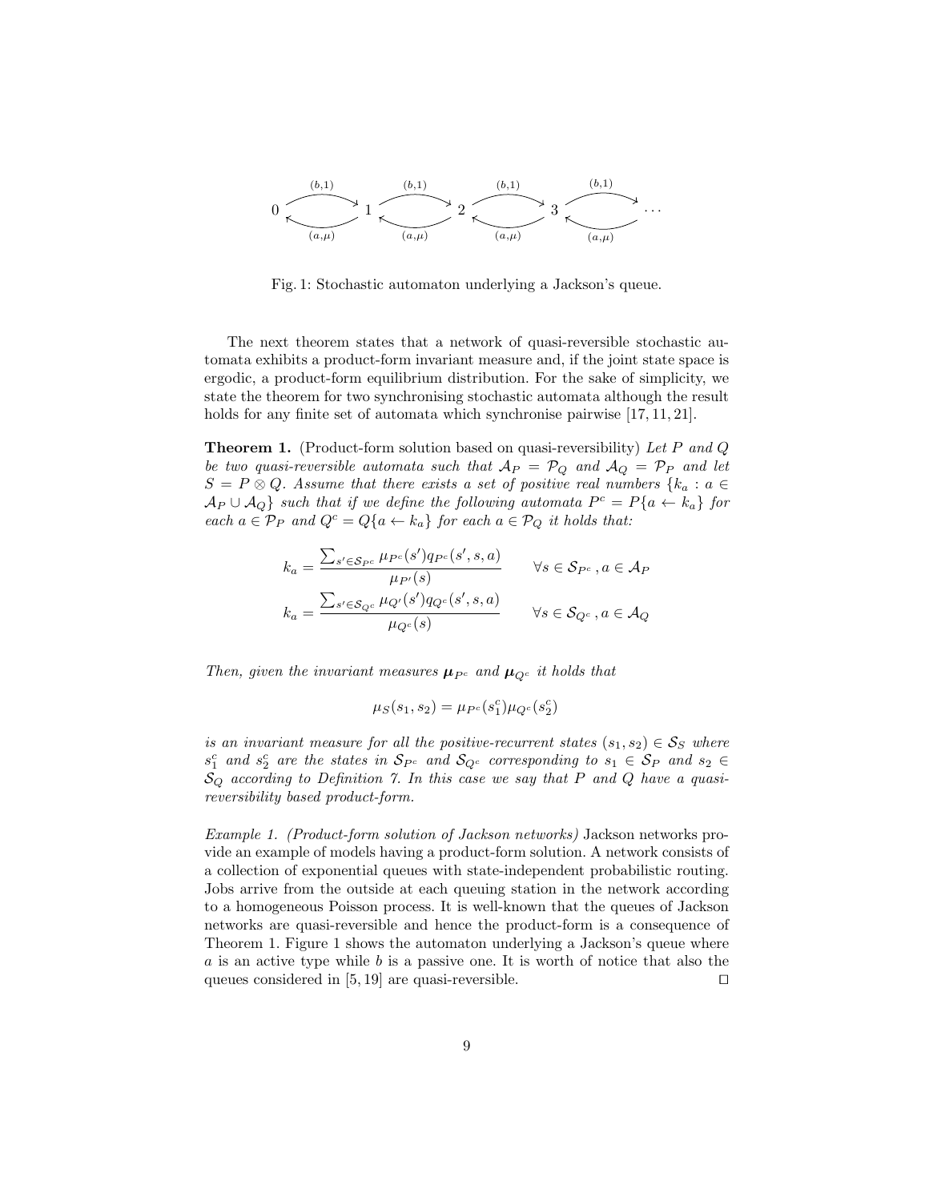Fig. 1: Stochastic automaton underlying a Jackson's queue.

The next theorem states that a network of quasi-reversible stochastic automata exhibits a product-form invariant measure and, if the joint state space is ergodic, a product-form equilibrium distribution. For the sake of simplicity, we state the theorem for two synchronising stochastic automata although the result holds for any finite set of automata which synchronise pairwise [17, 11, 21].

**Theorem 1.** (Product-form solution based on quasi-reversibility) *Let $P$ and $Q$ be two quasi-reversible automata such that $\mathcal{A}_P = \mathcal{P}_Q$ and $\mathcal{A}_Q = \mathcal{P}_P$ and let $S = P \otimes Q$. Assume that there exists a set of positive real numbers $\{k_a : a \in \mathcal{A}_P \cup \mathcal{A}_Q\}$ such that if we define the following automata $P^c = P\{a \leftarrow k_a\}$ for each $a \in \mathcal{P}_P$ and $Q^c = Q\{a \leftarrow k_a\}$ for each $a \in \mathcal{P}_Q$ it holds that:*

$$k_a = \frac{\sum_{s' \in \mathcal{S}_{P^c}} \mu_{P^c}(s') q_{P^c}(s', s, a)}{\mu_{P'}(s)} \qquad \forall s \in \mathcal{S}_{P^c}, a \in \mathcal{A}_P$$

$$k_a = \frac{\sum_{s' \in \mathcal{S}_{Q^c}} \mu_{Q'}(s') q_{Q^c}(s', s, a)}{\mu_{Q^c}(s)} \qquad \forall s \in \mathcal{S}_{Q^c}, a \in \mathcal{A}_Q$$

*Then, given the invariant measures $\boldsymbol{\mu}_{P^c}$ and $\boldsymbol{\mu}_{Q^c}$ it holds that*

$$\mu_S(s_1, s_2) = \mu_{P^c}(s_1^c)\mu_{Q^c}(s_2^c)$$

*is an invariant measure for all the positive-recurrent states $(s_1, s_2) \in \mathcal{S}_S$ where $s_1^c$ and $s_2^c$ are the states in $\mathcal{S}_{P^c}$ and $\mathcal{S}_{Q^c}$ corresponding to $s_1 \in \mathcal{S}_P$ and $s_2 \in \mathcal{S}_Q$ according to Definition 7. In this case we say that $P$ and $Q$ have a quasi-reversibility based product-form.*

*Example 1. (Product-form solution of Jackson networks)* Jackson networks provide an example of models having a product-form solution. A network consists of a collection of exponential queues with state-independent probabilistic routing. Jobs arrive from the outside at each queuing station in the network according to a homogeneous Poisson process. It is well-known that the queues of Jackson networks are quasi-reversible and hence the product-form is a consequence of Theorem 1. Figure 1 shows the automaton underlying a Jackson's queue where $a$ is an active type while $b$ is a passive one. It is worth of notice that also the queues considered in [5, 19] are quasi-reversible. □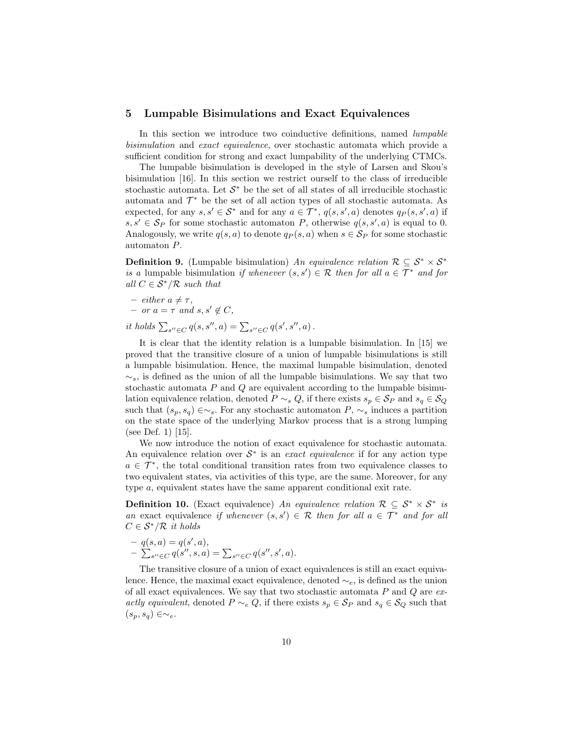## 5 Lumpable Bisimulations and Exact Equivalences

In this section we introduce two coinductive definitions, named *lumpable bisimulation* and *exact equivalence*, over stochastic automata which provide a sufficient condition for strong and exact lumpability of the underlying CTMCs.

The lumpable bisimulation is developed in the style of Larsen and Skou's bisimulation [16]. In this section we restrict ourself to the class of irreducible stochastic automata. Let $\mathcal{S}^*$ be the set of all states of all irreducible stochastic automata and $\mathcal{T}^*$ be the set of all action types of all stochastic automata. As expected, for any $s, s' \in \mathcal{S}^*$ and for any $a \in \mathcal{T}^*$, $q(s, s', a)$ denotes $q_P(s, s', a)$ if $s, s' \in \mathcal{S}_P$ for some stochastic automaton $P$, otherwise $q(s, s', a)$ is equal to 0. Analogously, we write $q(s, a)$ to denote $q_P(s, a)$ when $s \in \mathcal{S}_P$ for some stochastic automaton $P$.

**Definition 9.** (Lumpable bisimulation) *An equivalence relation $\mathcal{R} \subseteq \mathcal{S}^* \times \mathcal{S}^*$ is a* lumpable bisimulation *if whenever $(s, s') \in \mathcal{R}$ then for all $a \in \mathcal{T}^*$ and for all $C \in \mathcal{S}^*/\mathcal{R}$ such that*

- *either $a \neq \tau$,*
- *or $a = \tau$ and $s, s' \notin C$,*

*it holds* $\sum_{s'' \in C} q(s, s'', a) = \sum_{s'' \in C} q(s', s'', a)$.

It is clear that the identity relation is a lumpable bisimulation. In [15] we proved that the transitive closure of a union of lumpable bisimulations is still a lumpable bisimulation. Hence, the maximal lumpable bisimulation, denoted $\sim_s$, is defined as the union of all the lumpable bisimulations. We say that two stochastic automata $P$ and $Q$ are equivalent according to the lumpable bisimulation equivalence relation, denoted $P \sim_s Q$, if there exists $s_p \in \mathcal{S}_P$ and $s_q \in \mathcal{S}_Q$ such that $(s_p, s_q) \in \sim_s$. For any stochastic automaton $P$, $\sim_s$ induces a partition on the state space of the underlying Markov process that is a strong lumping (see Def. 1) [15].

We now introduce the notion of exact equivalence for stochastic automata. An equivalence relation over $\mathcal{S}^*$ is an *exact equivalence* if for any action type $a \in \mathcal{T}^*$, the total conditional transition rates from two equivalence classes to two equivalent states, via activities of this type, are the same. Moreover, for any type $a$, equivalent states have the same apparent conditional exit rate.

**Definition 10.** (Exact equivalence) *An equivalence relation $\mathcal{R} \subseteq \mathcal{S}^* \times \mathcal{S}^*$ is an* exact equivalence *if whenever $(s, s') \in \mathcal{R}$ then for all $a \in \mathcal{T}^*$ and for all $C \in \mathcal{S}^*/\mathcal{R}$ it holds*

- $q(s, a) = q(s', a)$,
- $\sum_{s'' \in C} q(s'', s, a) = \sum_{s'' \in C} q(s'', s', a)$.

The transitive closure of a union of exact equivalences is still an exact equivalence. Hence, the maximal exact equivalence, denoted $\sim_e$, is defined as the union of all exact equivalences. We say that two stochastic automata $P$ and $Q$ are *exactly equivalent*, denoted $P \sim_e Q$, if there exists $s_p \in \mathcal{S}_P$ and $s_q \in \mathcal{S}_Q$ such that $(s_p, s_q) \in \sim_e$.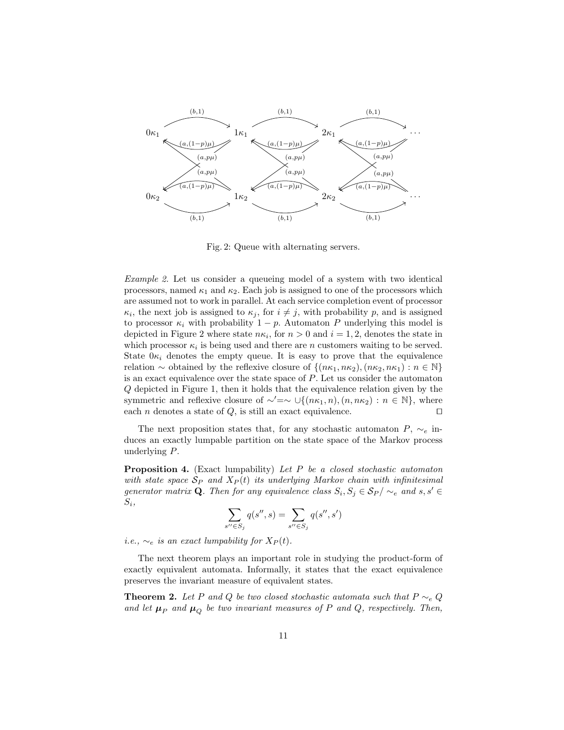Fig. 2: Queue with alternating servers.

*Example 2.* Let us consider a queueing model of a system with two identical processors, named $\kappa_1$ and $\kappa_2$. Each job is assigned to one of the processors which are assumed not to work in parallel. At each service completion event of processor $\kappa_i$, the next job is assigned to $\kappa_j$, for $i \neq j$, with probability $p$, and is assigned to processor $\kappa_i$ with probability $1-p$. Automaton $P$ underlying this model is depicted in Figure 2 where state $n\kappa_i$, for $n > 0$ and $i = 1, 2$, denotes the state in which processor $\kappa_i$ is being used and there are $n$ customers waiting to be served. State $0\kappa_i$ denotes the empty queue. It is easy to prove that the equivalence relation $\sim$ obtained by the reflexive closure of $\{(n\kappa_1, n\kappa_2), (n\kappa_2, n\kappa_1) : n \in \mathbb{N}\}$ is an exact equivalence over the state space of $P$. Let us consider the automaton $Q$ depicted in Figure 1, then it holds that the equivalence relation given by the symmetric and reflexive closure of $\sim' = \sim \cup \{(n\kappa_1, n), (n, n\kappa_2) : n \in \mathbb{N}\}$, where each $n$ denotes a state of $Q$, is still an exact equivalence. □

The next proposition states that, for any stochastic automaton $P$, $\sim_e$ induces an exactly lumpable partition on the state space of the Markov process underlying $P$.

**Proposition 4.** (Exact lumpability) *Let $P$ be a closed stochastic automaton with state space $\mathcal{S}_P$ and $X_P(t)$ its underlying Markov chain with infinitesimal generator matrix $\mathbf{Q}$. Then for any equivalence class $S_i, S_j \in \mathcal{S}_P/\sim_e$ and $s, s' \in S_i$,*

$$\sum_{s'' \in S_j} q(s'', s) = \sum_{s'' \in S_j} q(s'', s')$$

*i.e., $\sim_e$ is an exact lumpability for $X_P(t)$.*

The next theorem plays an important role in studying the product-form of exactly equivalent automata. Informally, it states that the exact equivalence preserves the invariant measure of equivalent states.

**Theorem 2.** *Let $P$ and $Q$ be two closed stochastic automata such that $P \sim_e Q$ and let $\boldsymbol{\mu}_P$ and $\boldsymbol{\mu}_Q$ be two invariant measures of $P$ and $Q$, respectively. Then,*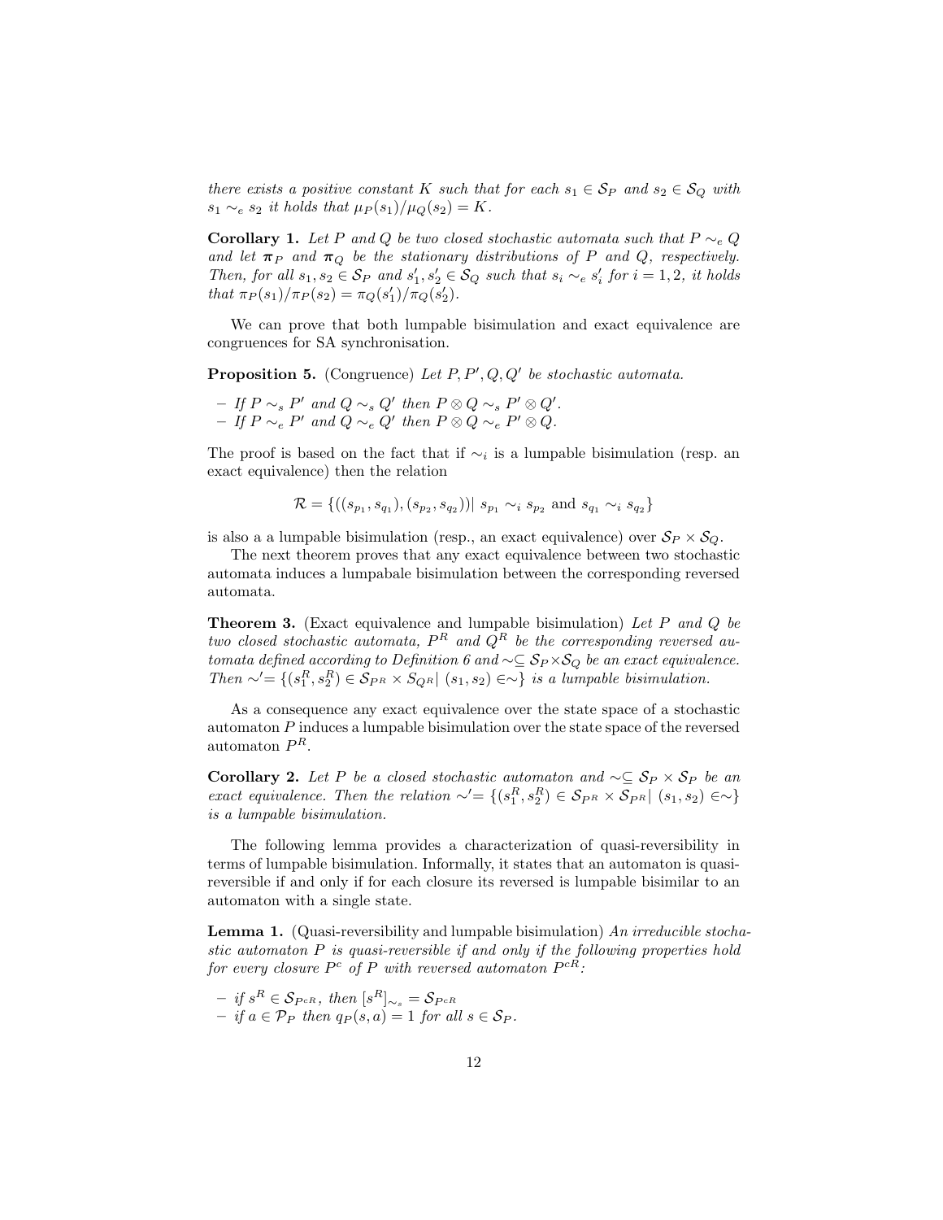*there exists a positive constant $K$ such that for each $s_1 \in \mathcal{S}_P$ and $s_2 \in \mathcal{S}_Q$ with $s_1 \sim_e s_2$ it holds that $\mu_P(s_1)/\mu_Q(s_2) = K$.*

**Corollary 1.** *Let $P$ and $Q$ be two closed stochastic automata such that $P \sim_e Q$ and let $\boldsymbol{\pi}_P$ and $\boldsymbol{\pi}_Q$ be the stationary distributions of $P$ and $Q$, respectively. Then, for all $s_1, s_2 \in \mathcal{S}_P$ and $s_1', s_2' \in \mathcal{S}_Q$ such that $s_i \sim_e s_i'$ for $i = 1, 2$, it holds that $\pi_P(s_1)/\pi_P(s_2) = \pi_Q(s_1')/\pi_Q(s_2')$.*

We can prove that both lumpable bisimulation and exact equivalence are congruences for SA synchronisation.

**Proposition 5.** (Congruence) *Let $P, P', Q, Q'$ be stochastic automata.*

- *If $P \sim_s P'$ and $Q \sim_s Q'$ then $P \otimes Q \sim_s P' \otimes Q'$.*
- *If $P \sim_e P'$ and $Q \sim_e Q'$ then $P \otimes Q \sim_e P' \otimes Q$.*

The proof is based on the fact that if $\sim_i$ is a lumpable bisimulation (resp. an exact equivalence) then the relation

$$\mathcal{R} = \{((s_{p_1}, s_{q_1}), (s_{p_2}, s_{q_2}))|\ s_{p_1} \sim_i s_{p_2} \text{ and } s_{q_1} \sim_i s_{q_2}\}$$

is also a lumpable bisimulation (resp., an exact equivalence) over $\mathcal{S}_P \times \mathcal{S}_Q$.

The next theorem proves that any exact equivalence between two stochastic automata induces a lumpabale bisimulation between the corresponding reversed automata.

**Theorem 3.** (Exact equivalence and lumpable bisimulation) *Let $P$ and $Q$ be two closed stochastic automata, $P^R$ and $Q^R$ be the corresponding reversed automata defined according to Definition 6 and $\sim \subseteq \mathcal{S}_P \times \mathcal{S}_Q$ be an exact equivalence. Then $\sim' = \{(s_1^R, s_2^R) \in \mathcal{S}_{P^R} \times \mathcal{S}_{Q^R}|\ (s_1, s_2) \in \sim\}$ is a lumpable bisimulation.*

As a consequence any exact equivalence over the state space of a stochastic automaton $P$ induces a lumpable bisimulation over the state space of the reversed automaton $P^R$.

**Corollary 2.** *Let $P$ be a closed stochastic automaton and $\sim \subseteq \mathcal{S}_P \times \mathcal{S}_P$ be an exact equivalence. Then the relation $\sim' = \{(s_1^R, s_2^R) \in \mathcal{S}_{P^R} \times \mathcal{S}_{P^R}|\ (s_1, s_2) \in \sim\}$ is a lumpable bisimulation.*

The following lemma provides a characterization of quasi-reversibility in terms of lumpable bisimulation. Informally, it states that an automaton is quasi-reversible if and only if for each closure its reversed is lumpable bisimilar to an automaton with a single state.

**Lemma 1.** (Quasi-reversibility and lumpable bisimulation) *An irreducible stochastic automaton $P$ is quasi-reversible if and only if the following properties hold for every closure $P^c$ of $P$ with reversed automaton $P^{cR}$:*

- *if $s^R \in \mathcal{S}_{P^{cR}}$, then $[s^R]_{\sim_s} = \mathcal{S}_{P^{cR}}$*
- *if $a \in \mathcal{P}_P$ then $q_P(s, a) = 1$ for all $s \in \mathcal{S}_P$.*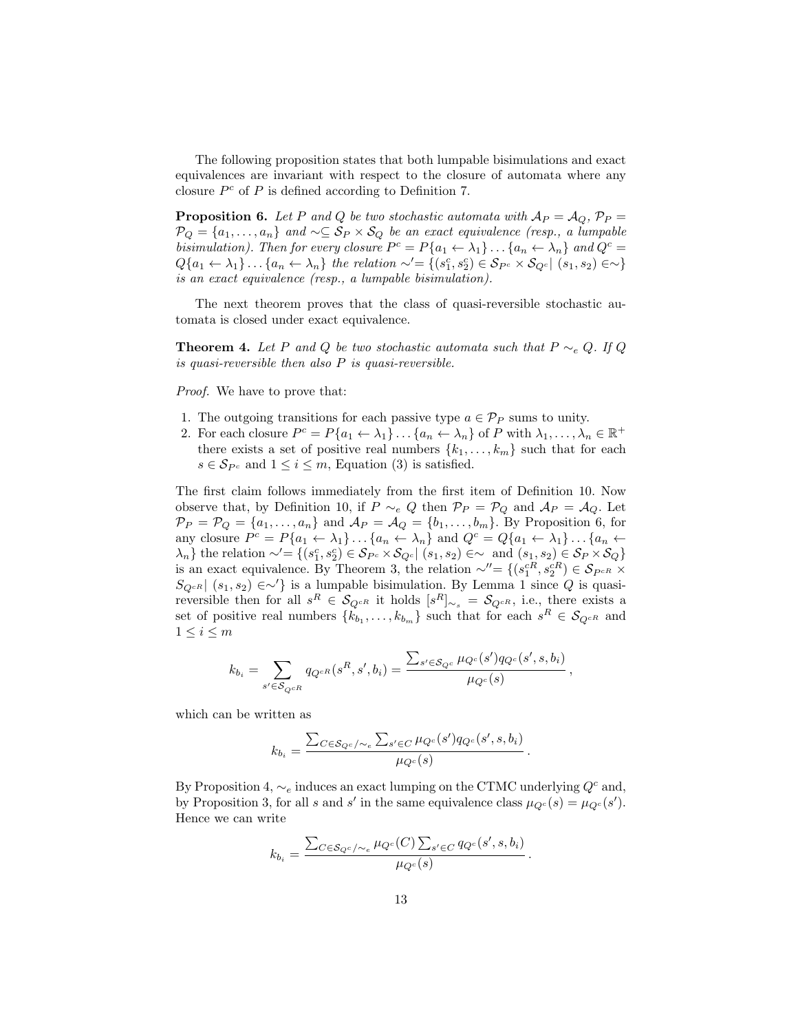The following proposition states that both lumpable bisimulations and exact equivalences are invariant with respect to the closure of automata where any closure $P^c$ of $P$ is defined according to Definition 7.

**Proposition 6.** *Let $P$ and $Q$ be two stochastic automata with $\mathcal{A}_P = \mathcal{A}_Q$, $\mathcal{P}_P = \mathcal{P}_Q = \{a_1, \ldots, a_n\}$ and $\sim \subseteq \mathcal{S}_P \times \mathcal{S}_Q$ be an exact equivalence (resp., a lumpable bisimulation). Then for every closure $P^c = P\{a_1 \leftarrow \lambda_1\} \ldots \{a_n \leftarrow \lambda_n\}$ and $Q^c = Q\{a_1 \leftarrow \lambda_1\} \ldots \{a_n \leftarrow \lambda_n\}$ the relation $\sim' = \{(s_1^c, s_2^c) \in \mathcal{S}_{P^c} \times \mathcal{S}_{Q^c} \mid (s_1, s_2) \in \sim\}$ is an exact equivalence (resp., a lumpable bisimulation).*

The next theorem proves that the class of quasi-reversible stochastic automata is closed under exact equivalence.

**Theorem 4.** *Let $P$ and $Q$ be two stochastic automata such that $P \sim_e Q$. If $Q$ is quasi-reversible then also $P$ is quasi-reversible.*

*Proof.* We have to prove that:

1. The outgoing transitions for each passive type $a \in \mathcal{P}_P$ sums to unity.
2. For each closure $P^c = P\{a_1 \leftarrow \lambda_1\} \ldots \{a_n \leftarrow \lambda_n\}$ of $P$ with $\lambda_1, \ldots, \lambda_n \in \mathbb{R}^+$ there exists a set of positive real numbers $\{k_1, \ldots, k_m\}$ such that for each $s \in \mathcal{S}_{P^c}$ and $1 \leq i \leq m$, Equation (3) is satisfied.

The first claim follows immediately from the first item of Definition 10. Now observe that, by Definition 10, if $P \sim_e Q$ then $\mathcal{P}_P = \mathcal{P}_Q$ and $\mathcal{A}_P = \mathcal{A}_Q$. Let $\mathcal{P}_P = \mathcal{P}_Q = \{a_1, \ldots, a_n\}$ and $\mathcal{A}_P = \mathcal{A}_Q = \{b_1, \ldots, b_m\}$. By Proposition 6, for any closure $P^c = P\{a_1 \leftarrow \lambda_1\} \ldots \{a_n \leftarrow \lambda_n\}$ and $Q^c = Q\{a_1 \leftarrow \lambda_1\} \ldots \{a_n \leftarrow \lambda_n\}$ the relation $\sim' = \{(s_1^c, s_2^c) \in \mathcal{S}_{P^c} \times \mathcal{S}_{Q^c} \mid (s_1, s_2) \in \sim$ and $(s_1, s_2) \in \mathcal{S}_P \times \mathcal{S}_Q\}$ is an exact equivalence. By Theorem 3, the relation $\sim'' = \{(s_1^{cR}, s_2^{cR}) \in \mathcal{S}_{P^{cR}} \times \mathcal{S}_{Q^{cR}} \mid (s_1, s_2) \in \sim'\}$ is a lumpable bisimulation. By Lemma 1 since $Q$ is quasi-reversible then for all $s^R \in \mathcal{S}_{Q^{cR}}$ it holds $[s^R]_{\sim_s} = \mathcal{S}_{Q^{cR}}$, i.e., there exists a set of positive real numbers $\{k_{b_1}, \ldots, k_{b_m}\}$ such that for each $s^R \in \mathcal{S}_{Q^{cR}}$ and $1 \leq i \leq m$

$$k_{b_i} = \sum_{s' \in \mathcal{S}_{Q^{cR}}} q_{Q^{cR}}(s^R, s', b_i) = \frac{\sum_{s' \in \mathcal{S}_{Q^c}} \mu_{Q^c}(s') q_{Q^c}(s', s, b_i)}{\mu_{Q^c}(s)} ,$$

which can be written as

$$k_{b_i} = \frac{\sum_{C \in \mathcal{S}_{Q^c}/\sim_e} \sum_{s' \in C} \mu_{Q^c}(s') q_{Q^c}(s', s, b_i)}{\mu_{Q^c}(s)} .$$

By Proposition 4, $\sim_e$ induces an exact lumping on the CTMC underlying $Q^c$ and, by Proposition 3, for all $s$ and $s'$ in the same equivalence class $\mu_{Q^c}(s) = \mu_{Q^c}(s')$. Hence we can write

$$k_{b_i} = \frac{\sum_{C \in \mathcal{S}_{Q^c}/\sim_e} \mu_{Q^c}(C) \sum_{s' \in C} q_{Q^c}(s', s, b_i)}{\mu_{Q^c}(s)} .$$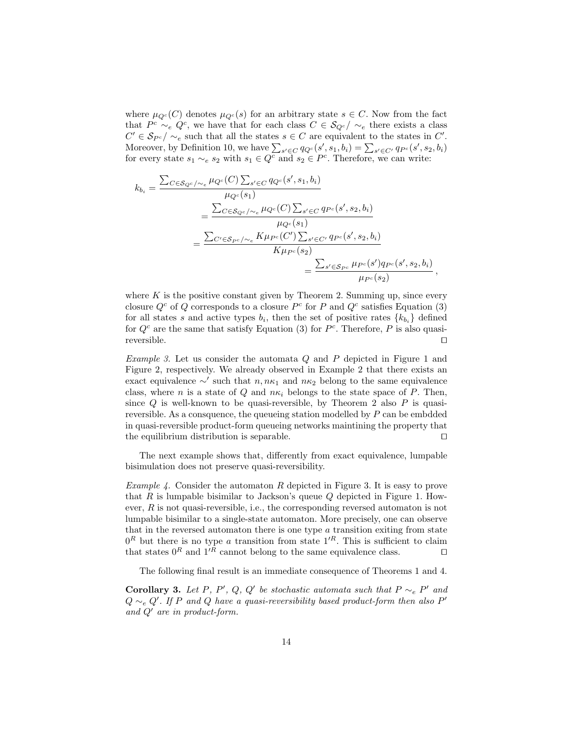where $\mu_{Q^c}(C)$ denotes $\mu_{Q^c}(s)$ for an arbitrary state $s \in C$. Now from the fact that $P^c \sim_e Q^c$, we have that for each class $C \in \mathcal{S}_{Q^c}/\sim_e$ there exists a class $C' \in \mathcal{S}_{P^c}/\sim_e$ such that all the states $s \in C$ are equivalent to the states in $C'$. Moreover, by Definition 10, we have $\sum_{s' \in C} q_{Q^c}(s', s_1, b_i) = \sum_{s' \in C'} q_{P^c}(s', s_2, b_i)$ for every state $s_1 \sim_e s_2$ with $s_1 \in Q^c$ and $s_2 \in P^c$. Therefore, we can write:

$$
\begin{aligned}
k_{b_i} &= \frac{\sum_{C \in \mathcal{S}_{Q^c}/\sim_e} \mu_{Q^c}(C) \sum_{s' \in C} q_{Q^c}(s', s_1, b_i)}{\mu_{Q^c}(s_1)} \\
&= \frac{\sum_{C \in \mathcal{S}_{Q^c}/\sim_e} \mu_{Q^c}(C) \sum_{s' \in C} q_{P^c}(s', s_2, b_i)}{\mu_{Q^c}(s_1)} \\
&= \frac{\sum_{C' \in \mathcal{S}_{P^c}/\sim_e} K\mu_{P^c}(C') \sum_{s' \in C'} q_{P^c}(s', s_2, b_i)}{K\mu_{P^c}(s_2)} \\
&= \frac{\sum_{s' \in \mathcal{S}_{P^c}} \mu_{P^c}(s') q_{P^c}(s', s_2, b_i)}{\mu_{P^c}(s_2)},
\end{aligned}
$$

where $K$ is the positive constant given by Theorem 2. Summing up, since every closure $Q^c$ of $Q$ corresponds to a closure $P^c$ for $P$ and $Q^c$ satisfies Equation (3) for all states $s$ and active types $b_i$, then the set of positive rates $\{k_{b_i}\}$ defined for $Q^c$ are the same that satisfy Equation (3) for $P^c$. Therefore, $P$ is also quasi-reversible. ⊓⊔

*Example 3.* Let us consider the automata $Q$ and $P$ depicted in Figure 1 and Figure 2, respectively. We already observed in Example 2 that there exists an exact equivalence $\sim'$ such that $n, n\kappa_1$ and $n\kappa_2$ belong to the same equivalence class, where $n$ is a state of $Q$ and $n\kappa_i$ belongs to the state space of $P$. Then, since $Q$ is well-known to be quasi-reversible, by Theorem 2 also $P$ is quasi-reversible. As a consquence, the queueing station modelled by $P$ can be embdded in quasi-reversible product-form queueing networks maintining the property that the equilibrium distribution is separable. ⊓⊔

The next example shows that, differently from exact equivalence, lumpable bisimulation does not preserve quasi-reversibility.

*Example 4.* Consider the automaton $R$ depicted in Figure 3. It is easy to prove that $R$ is lumpable bisimilar to Jackson's queue $Q$ depicted in Figure 1. However, $R$ is not quasi-reversible, i.e., the corresponding reversed automaton is not lumpable bisimilar to a single-state automaton. More precisely, one can observe that in the reversed automaton there is one type $a$ transition exiting from state $0^R$ but there is no type $a$ transition from state $1'^R$. This is sufficient to claim that states $0^R$ and $1'^R$ cannot belong to the same equivalence class. ⊓⊔

The following final result is an immediate consequence of Theorems 1 and 4.

**Corollary 3.** *Let $P$, $P'$, $Q$, $Q'$ be stochastic automata such that $P \sim_e P'$ and $Q \sim_e Q'$. If $P$ and $Q$ have a quasi-reversibility based product-form then also $P'$ and $Q'$ are in product-form.*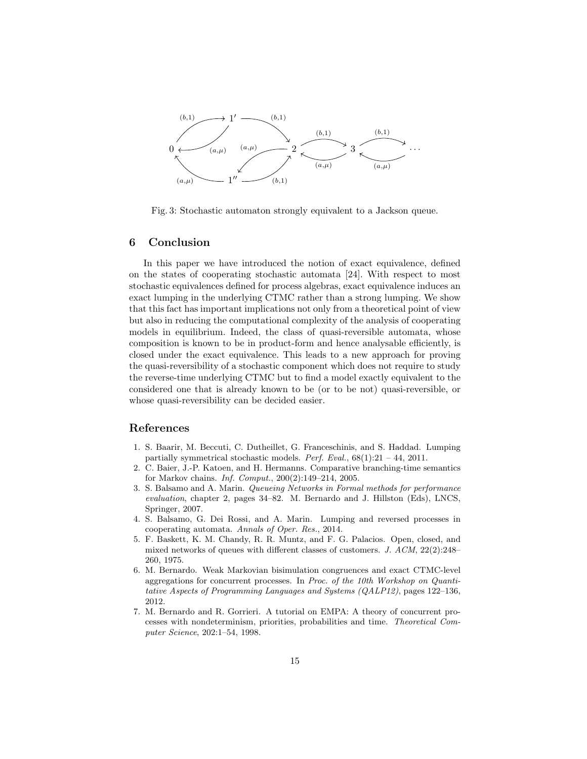Fig. 3: Stochastic automaton strongly equivalent to a Jackson queue.

## 6 Conclusion

In this paper we have introduced the notion of exact equivalence, defined on the states of cooperating stochastic automata [24]. With respect to most stochastic equivalences defined for process algebras, exact equivalence induces an exact lumping in the underlying CTMC rather than a strong lumping. We show that this fact has important implications not only from a theoretical point of view but also in reducing the computational complexity of the analysis of cooperating models in equilibrium. Indeed, the class of quasi-reversible automata, whose composition is known to be in product-form and hence analysable efficiently, is closed under the exact equivalence. This leads to a new approach for proving the quasi-reversibility of a stochastic component which does not require to study the reverse-time underlying CTMC but to find a model exactly equivalent to the considered one that is already known to be (or to be not) quasi-reversible, or whose quasi-reversibility can be decided easier.

## References

1. S. Baarir, M. Beccuti, C. Dutheillet, G. Franceschinis, and S. Haddad. Lumping partially symmetrical stochastic models. *Perf. Eval.*, 68(1):21 – 44, 2011.
2. C. Baier, J.-P. Katoen, and H. Hermanns. Comparative branching-time semantics for Markov chains. *Inf. Comput.*, 200(2):149–214, 2005.
3. S. Balsamo and A. Marin. *Queueing Networks in Formal methods for performance evaluation*, chapter 2, pages 34–82. M. Bernardo and J. Hillston (Eds), LNCS, Springer, 2007.
4. S. Balsamo, G. Dei Rossi, and A. Marin. Lumping and reversed processes in cooperating automata. *Annals of Oper. Res.*, 2014.
5. F. Baskett, K. M. Chandy, R. R. Muntz, and F. G. Palacios. Open, closed, and mixed networks of queues with different classes of customers. *J. ACM*, 22(2):248–260, 1975.
6. M. Bernardo. Weak Markovian bisimulation congruences and exact CTMC-level aggregations for concurrent processes. In *Proc. of the 10th Workshop on Quantitative Aspects of Programming Languages and Systems (QALP12)*, pages 122–136, 2012.
7. M. Bernardo and R. Gorrieri. A tutorial on EMPA: A theory of concurrent processes with nondeterminism, priorities, probabilities and time. *Theoretical Computer Science*, 202:1–54, 1998.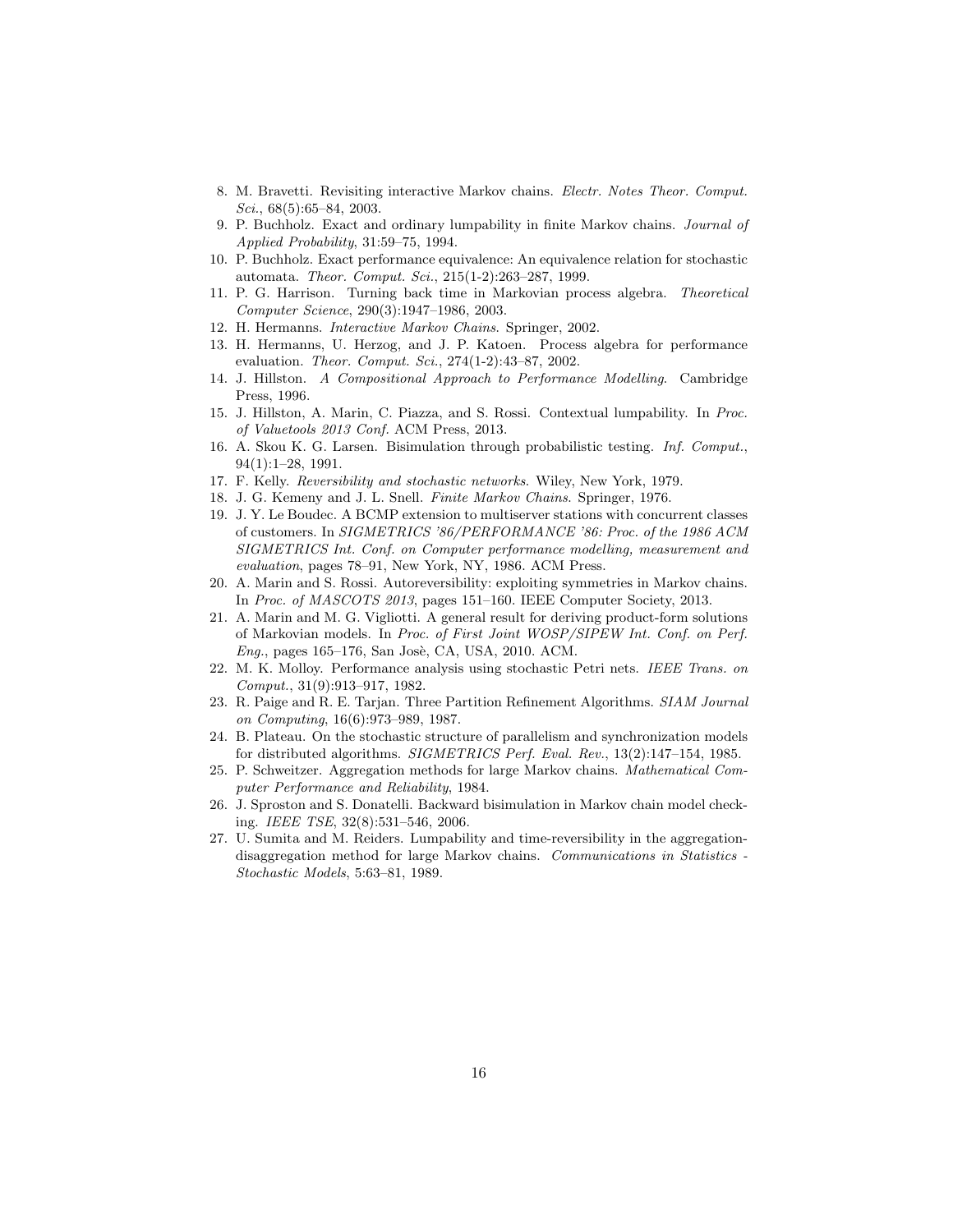8. M. Bravetti. Revisiting interactive Markov chains. *Electr. Notes Theor. Comput. Sci.*, 68(5):65–84, 2003.
9. P. Buchholz. Exact and ordinary lumpability in finite Markov chains. *Journal of Applied Probability*, 31:59–75, 1994.
10. P. Buchholz. Exact performance equivalence: An equivalence relation for stochastic automata. *Theor. Comput. Sci.*, 215(1-2):263–287, 1999.
11. P. G. Harrison. Turning back time in Markovian process algebra. *Theoretical Computer Science*, 290(3):1947–1986, 2003.
12. H. Hermanns. *Interactive Markov Chains*. Springer, 2002.
13. H. Hermanns, U. Herzog, and J. P. Katoen. Process algebra for performance evaluation. *Theor. Comput. Sci.*, 274(1-2):43–87, 2002.
14. J. Hillston. *A Compositional Approach to Performance Modelling*. Cambridge Press, 1996.
15. J. Hillston, A. Marin, C. Piazza, and S. Rossi. Contextual lumpability. In *Proc. of Valuetools 2013 Conf.* ACM Press, 2013.
16. A. Skou K. G. Larsen. Bisimulation through probabilistic testing. *Inf. Comput.*, 94(1):1–28, 1991.
17. F. Kelly. *Reversibility and stochastic networks*. Wiley, New York, 1979.
18. J. G. Kemeny and J. L. Snell. *Finite Markov Chains*. Springer, 1976.
19. J. Y. Le Boudec. A BCMP extension to multiserver stations with concurrent classes of customers. In *SIGMETRICS '86/PERFORMANCE '86: Proc. of the 1986 ACM SIGMETRICS Int. Conf. on Computer performance modelling, measurement and evaluation*, pages 78–91, New York, NY, 1986. ACM Press.
20. A. Marin and S. Rossi. Autoreversibility: exploiting symmetries in Markov chains. In *Proc. of MASCOTS 2013*, pages 151–160. IEEE Computer Society, 2013.
21. A. Marin and M. G. Vigliotti. A general result for deriving product-form solutions of Markovian models. In *Proc. of First Joint WOSP/SIPEW Int. Conf. on Perf. Eng.*, pages 165–176, San Josè, CA, USA, 2010. ACM.
22. M. K. Molloy. Performance analysis using stochastic Petri nets. *IEEE Trans. on Comput.*, 31(9):913–917, 1982.
23. R. Paige and R. E. Tarjan. Three Partition Refinement Algorithms. *SIAM Journal on Computing*, 16(6):973–989, 1987.
24. B. Plateau. On the stochastic structure of parallelism and synchronization models for distributed algorithms. *SIGMETRICS Perf. Eval. Rev.*, 13(2):147–154, 1985.
25. P. Schweitzer. Aggregation methods for large Markov chains. *Mathematical Computer Performance and Reliability*, 1984.
26. J. Sproston and S. Donatelli. Backward bisimulation in Markov chain model checking. *IEEE TSE*, 32(8):531–546, 2006.
27. U. Sumita and M. Reiders. Lumpability and time-reversibility in the aggregation-disaggregation method for large Markov chains. *Communications in Statistics - Stochastic Models*, 5:63–81, 1989.